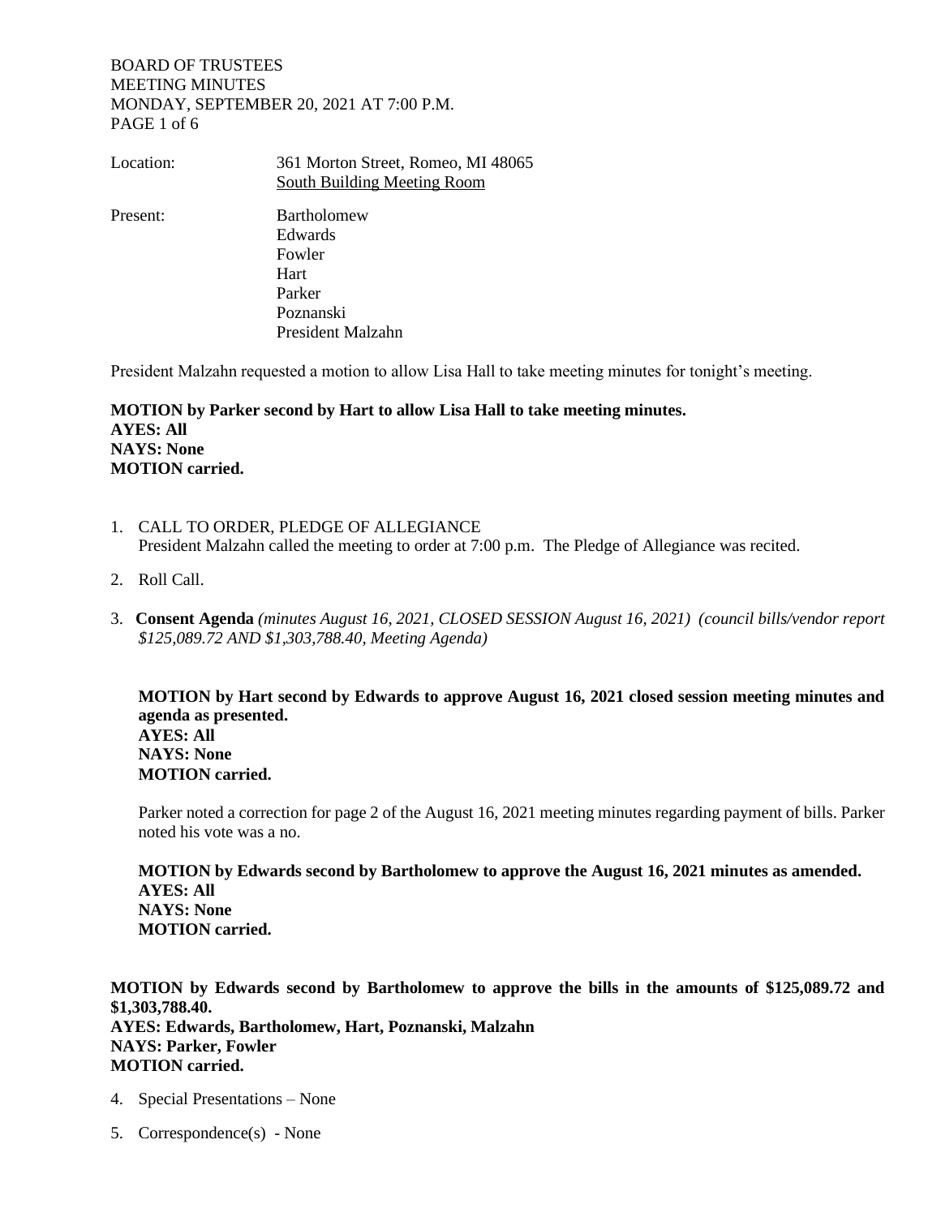BOARD OF TRUSTEES
MEETING MINUTES
MONDAY, SEPTEMBER 20, 2021 AT 7:00 P.M.

Location: 361 Morton Street, Romeo, MI 48065
South Building Meeting Room

Present:
Bartholomew
Edwards
Fowler
Hart
Parker
Poznanski
President Malzahn

President Malzahn requested a motion to allow Lisa Hall to take meeting minutes for tonight's meeting.

**MOTION by Parker second by Hart to allow Lisa Hall to take meeting minutes.**
**AYES: All**
**NAYS: None**
**MOTION carried.**

1. CALL TO ORDER, PLEDGE OF ALLEGIANCE
   President Malzahn called the meeting to order at 7:00 p.m. The Pledge of Allegiance was recited.

2. Roll Call.

3. **Consent Agenda** *(minutes August 16, 2021, CLOSED SESSION August 16, 2021) (council bills/vendor report $125,089.72 AND $1,303,788.40, Meeting Agenda)*

   **MOTION by Hart second by Edwards to approve August 16, 2021 closed session meeting minutes and agenda as presented.**
   **AYES: All**
   **NAYS: None**
   **MOTION carried.**

   Parker noted a correction for page 2 of the August 16, 2021 meeting minutes regarding payment of bills. Parker noted his vote was a no.

   **MOTION by Edwards second by Bartholomew to approve the August 16, 2021 minutes as amended.**
   **AYES: All**
   **NAYS: None**
   **MOTION carried.**

**MOTION by Edwards second by Bartholomew to approve the bills in the amounts of $125,089.72 and $1,303,788.40.**
**AYES: Edwards, Bartholomew, Hart, Poznanski, Malzahn**
**NAYS: Parker, Fowler**
**MOTION carried.**

4. Special Presentations – None

5. Correspondence(s) - None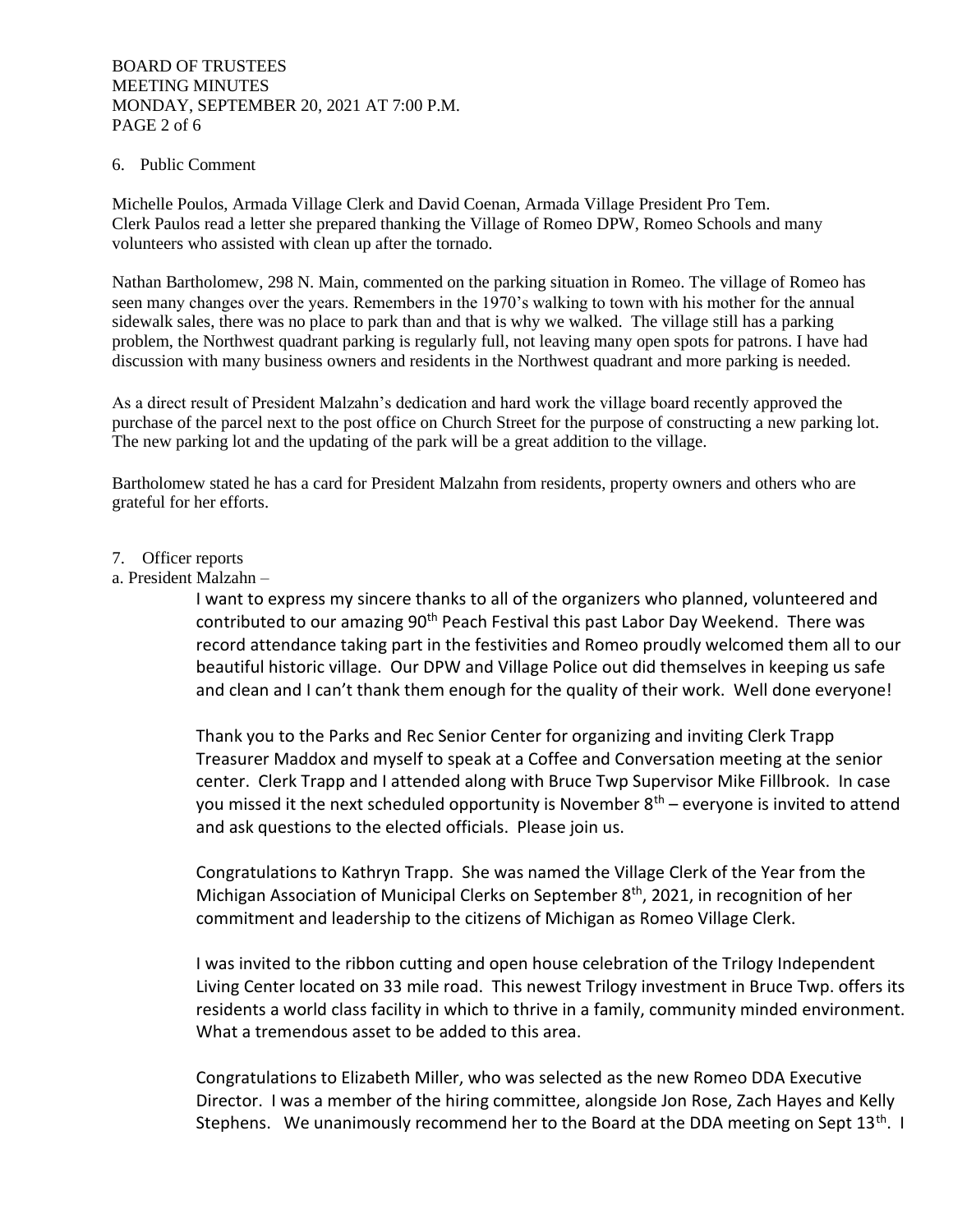6. Public Comment

Michelle Poulos, Armada Village Clerk and David Coenan, Armada Village President Pro Tem.
Clerk Paulos read a letter she prepared thanking the Village of Romeo DPW, Romeo Schools and many volunteers who assisted with clean up after the tornado.

Nathan Bartholomew, 298 N. Main, commented on the parking situation in Romeo. The village of Romeo has seen many changes over the years. Remembers in the 1970's walking to town with his mother for the annual sidewalk sales, there was no place to park than and that is why we walked. The village still has a parking problem, the Northwest quadrant parking is regularly full, not leaving many open spots for patrons. I have had discussion with many business owners and residents in the Northwest quadrant and more parking is needed.

As a direct result of President Malzahn's dedication and hard work the village board recently approved the purchase of the parcel next to the post office on Church Street for the purpose of constructing a new parking lot. The new parking lot and the updating of the park will be a great addition to the village.

Bartholomew stated he has a card for President Malzahn from residents, property owners and others who are grateful for her efforts.

7. Officer reports

a. President Malzahn –

I want to express my sincere thanks to all of the organizers who planned, volunteered and contributed to our amazing 90th Peach Festival this past Labor Day Weekend. There was record attendance taking part in the festivities and Romeo proudly welcomed them all to our beautiful historic village. Our DPW and Village Police out did themselves in keeping us safe and clean and I can't thank them enough for the quality of their work. Well done everyone!

Thank you to the Parks and Rec Senior Center for organizing and inviting Clerk Trapp Treasurer Maddox and myself to speak at a Coffee and Conversation meeting at the senior center. Clerk Trapp and I attended along with Bruce Twp Supervisor Mike Fillbrook. In case you missed it the next scheduled opportunity is November 8th – everyone is invited to attend and ask questions to the elected officials. Please join us.

Congratulations to Kathryn Trapp. She was named the Village Clerk of the Year from the Michigan Association of Municipal Clerks on September 8th, 2021, in recognition of her commitment and leadership to the citizens of Michigan as Romeo Village Clerk.

I was invited to the ribbon cutting and open house celebration of the Trilogy Independent Living Center located on 33 mile road. This newest Trilogy investment in Bruce Twp. offers its residents a world class facility in which to thrive in a family, community minded environment. What a tremendous asset to be added to this area.

Congratulations to Elizabeth Miller, who was selected as the new Romeo DDA Executive Director. I was a member of the hiring committee, alongside Jon Rose, Zach Hayes and Kelly Stephens. We unanimously recommend her to the Board at the DDA meeting on Sept 13th. I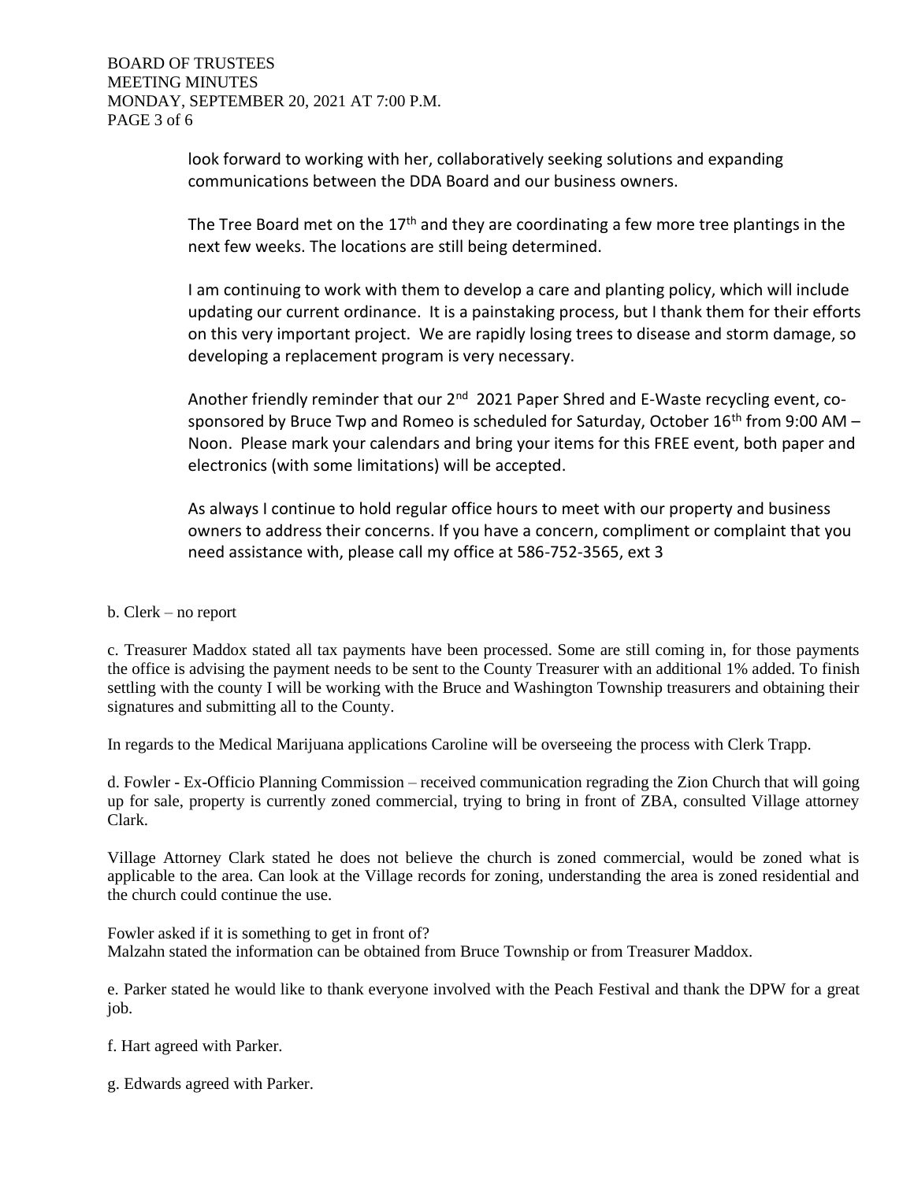look forward to working with her, collaboratively seeking solutions and expanding communications between the DDA Board and our business owners.

The Tree Board met on the 17th and they are coordinating a few more tree plantings in the next few weeks. The locations are still being determined.

I am continuing to work with them to develop a care and planting policy, which will include updating our current ordinance. It is a painstaking process, but I thank them for their efforts on this very important project. We are rapidly losing trees to disease and storm damage, so developing a replacement program is very necessary.

Another friendly reminder that our 2nd 2021 Paper Shred and E-Waste recycling event, co-sponsored by Bruce Twp and Romeo is scheduled for Saturday, October 16th from 9:00 AM – Noon. Please mark your calendars and bring your items for this FREE event, both paper and electronics (with some limitations) will be accepted.

As always I continue to hold regular office hours to meet with our property and business owners to address their concerns. If you have a concern, compliment or complaint that you need assistance with, please call my office at 586-752-3565, ext 3

b. Clerk – no report

c. Treasurer Maddox stated all tax payments have been processed. Some are still coming in, for those payments the office is advising the payment needs to be sent to the County Treasurer with an additional 1% added. To finish settling with the county I will be working with the Bruce and Washington Township treasurers and obtaining their signatures and submitting all to the County.

In regards to the Medical Marijuana applications Caroline will be overseeing the process with Clerk Trapp.

d. Fowler - Ex-Officio Planning Commission – received communication regrading the Zion Church that will going up for sale, property is currently zoned commercial, trying to bring in front of ZBA, consulted Village attorney Clark.

Village Attorney Clark stated he does not believe the church is zoned commercial, would be zoned what is applicable to the area. Can look at the Village records for zoning, understanding the area is zoned residential and the church could continue the use.

Fowler asked if it is something to get in front of?
Malzahn stated the information can be obtained from Bruce Township or from Treasurer Maddox.

e. Parker stated he would like to thank everyone involved with the Peach Festival and thank the DPW for a great job.

f. Hart agreed with Parker.

g. Edwards agreed with Parker.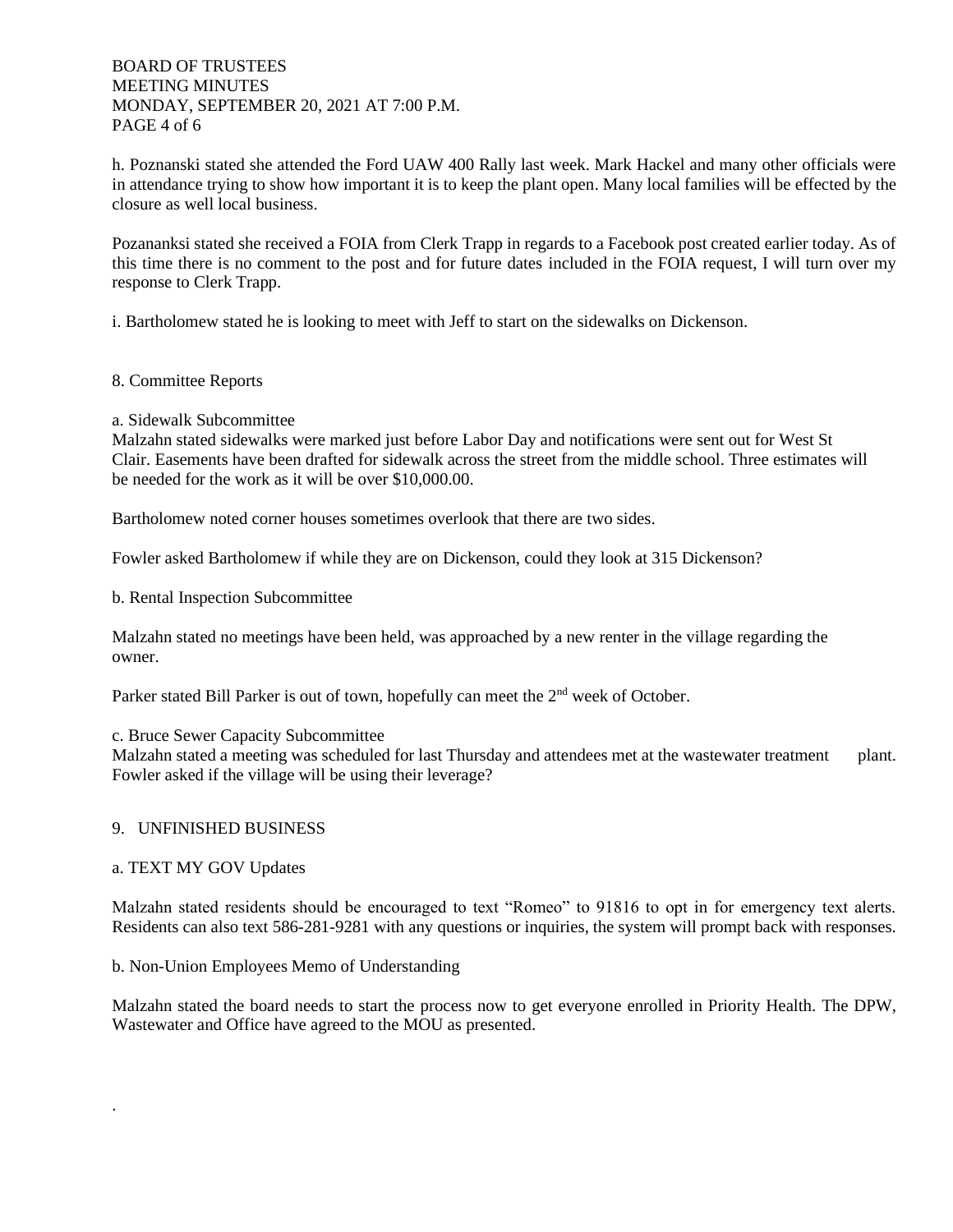h. Poznanski stated she attended the Ford UAW 400 Rally last week. Mark Hackel and many other officials were in attendance trying to show how important it is to keep the plant open. Many local families will be effected by the closure as well local business.

Pozananksi stated she received a FOIA from Clerk Trapp in regards to a Facebook post created earlier today. As of this time there is no comment to the post and for future dates included in the FOIA request, I will turn over my response to Clerk Trapp.

i. Bartholomew stated he is looking to meet with Jeff to start on the sidewalks on Dickenson.

8. Committee Reports

a. Sidewalk Subcommittee
Malzahn stated sidewalks were marked just before Labor Day and notifications were sent out for West St Clair. Easements have been drafted for sidewalk across the street from the middle school. Three estimates will be needed for the work as it will be over $10,000.00.

Bartholomew noted corner houses sometimes overlook that there are two sides.

Fowler asked Bartholomew if while they are on Dickenson, could they look at 315 Dickenson?

b. Rental Inspection Subcommittee

Malzahn stated no meetings have been held, was approached by a new renter in the village regarding the owner.

Parker stated Bill Parker is out of town, hopefully can meet the 2nd week of October.

c. Bruce Sewer Capacity Subcommittee
Malzahn stated a meeting was scheduled for last Thursday and attendees met at the wastewater treatment plant. Fowler asked if the village will be using their leverage?

9. UNFINISHED BUSINESS

a. TEXT MY GOV Updates

Malzahn stated residents should be encouraged to text "Romeo" to 91816 to opt in for emergency text alerts. Residents can also text 586-281-9281 with any questions or inquiries, the system will prompt back with responses.

b. Non-Union Employees Memo of Understanding

Malzahn stated the board needs to start the process now to get everyone enrolled in Priority Health. The DPW, Wastewater and Office have agreed to the MOU as presented.

.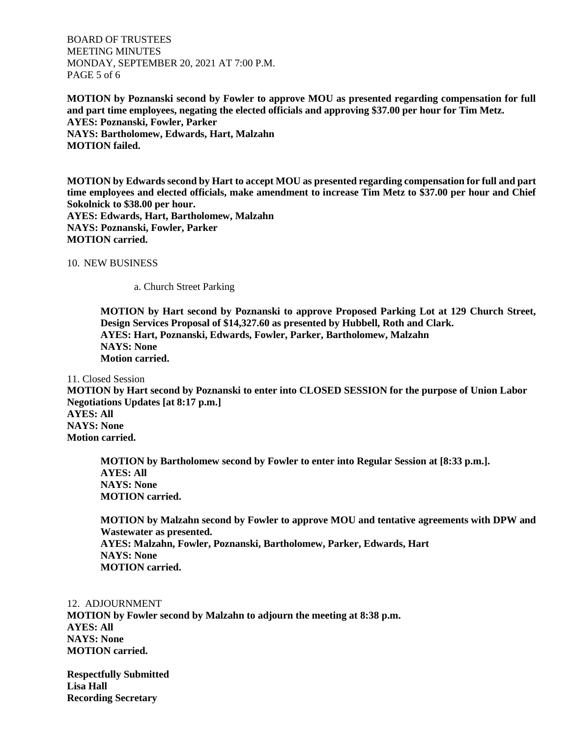**MOTION by Poznanski second by Fowler to approve MOU as presented regarding compensation for full and part time employees, negating the elected officials and approving $37.00 per hour for Tim Metz.**
**AYES: Poznanski, Fowler, Parker**
**NAYS: Bartholomew, Edwards, Hart, Malzahn**
**MOTION failed.**

**MOTION by Edwards second by Hart to accept MOU as presented regarding compensation for full and part time employees and elected officials, make amendment to increase Tim Metz to $37.00 per hour and Chief Sokolnick to $38.00 per hour.**
**AYES: Edwards, Hart, Bartholomew, Malzahn**
**NAYS: Poznanski, Fowler, Parker**
**MOTION carried.**

10. NEW BUSINESS

a. Church Street Parking

**MOTION by Hart second by Poznanski to approve Proposed Parking Lot at 129 Church Street, Design Services Proposal of $14,327.60 as presented by Hubbell, Roth and Clark.**
**AYES: Hart, Poznanski, Edwards, Fowler, Parker, Bartholomew, Malzahn**
**NAYS: None**
**Motion carried.**

11. Closed Session

**MOTION by Hart second by Poznanski to enter into CLOSED SESSION for the purpose of Union Labor Negotiations Updates [at 8:17 p.m.]**
**AYES: All**
**NAYS: None**
**Motion carried.**

**MOTION by Bartholomew second by Fowler to enter into Regular Session at [8:33 p.m.].**
**AYES: All**
**NAYS: None**
**MOTION carried.**

**MOTION by Malzahn second by Fowler to approve MOU and tentative agreements with DPW and Wastewater as presented.**
**AYES: Malzahn, Fowler, Poznanski, Bartholomew, Parker, Edwards, Hart**
**NAYS: None**
**MOTION carried.**

12. ADJOURNMENT

**MOTION by Fowler second by Malzahn to adjourn the meeting at 8:38 p.m.**
**AYES: All**
**NAYS: None**
**MOTION carried.**

**Respectfully Submitted**
**Lisa Hall**
**Recording Secretary**